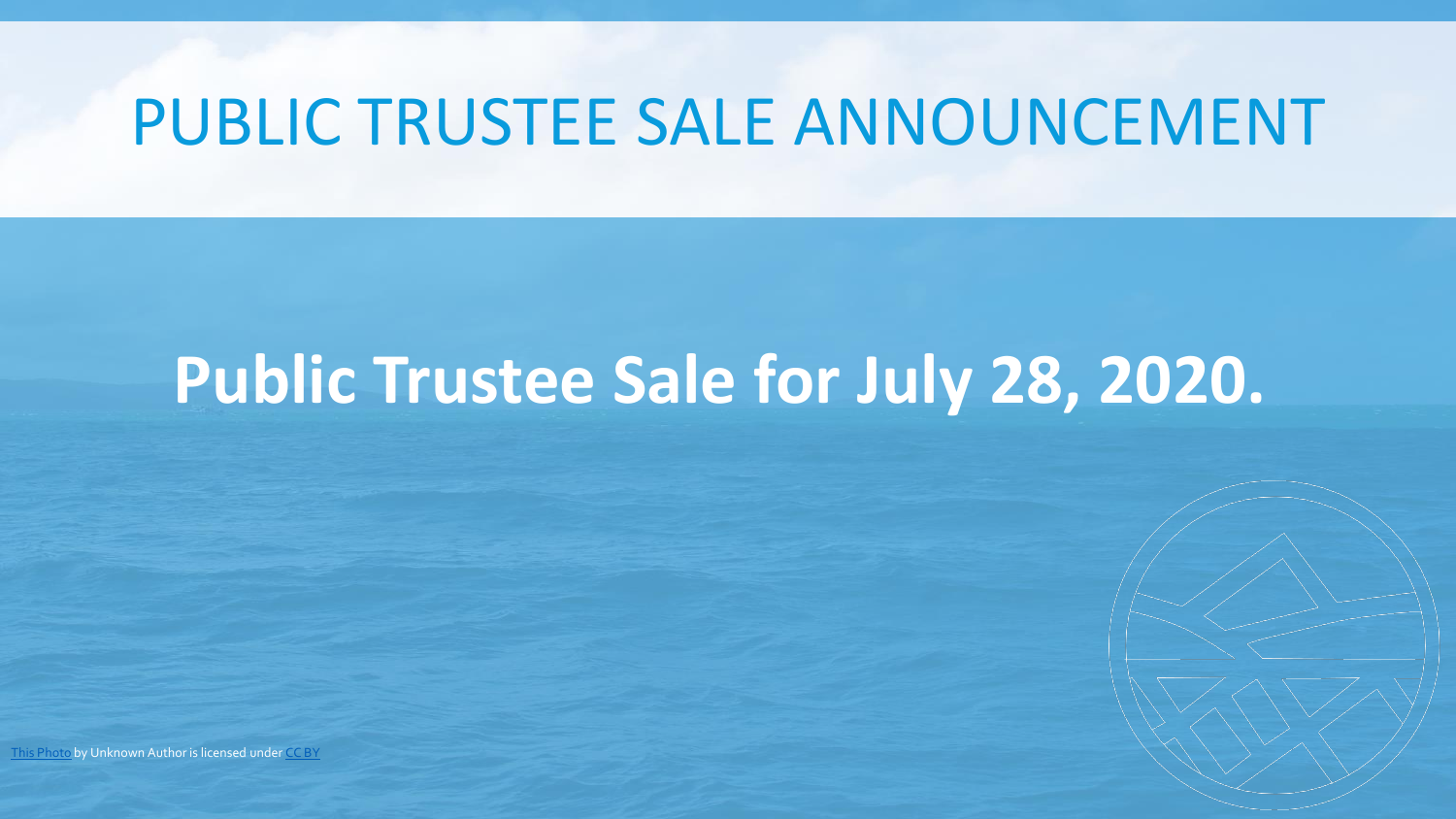# PUBLIC TRUSTEE SALE ANNOUNCEMENT

## Public Trustee Sale for July 28, 2020.

This Photo by Unknown Author is licensed under CC BY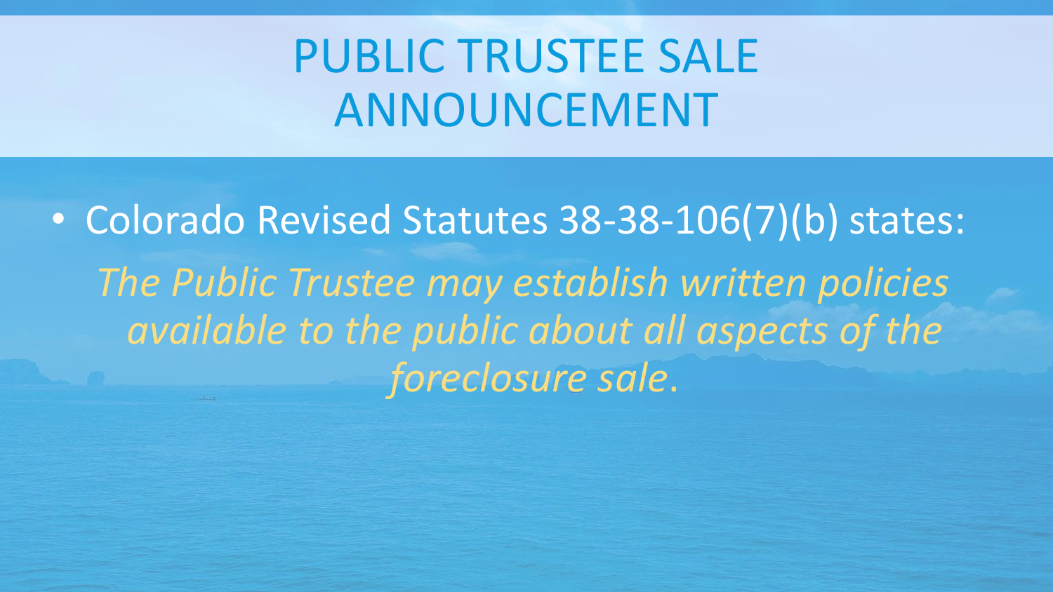# PUBLIC TRUSTEE SALE ANNOUNCEMENT

- Colorado Revised Statutes 38-38-106(7)(b) states:

*The Public Trustee may establish written policies available to the public about all aspects of the foreclosure sale.*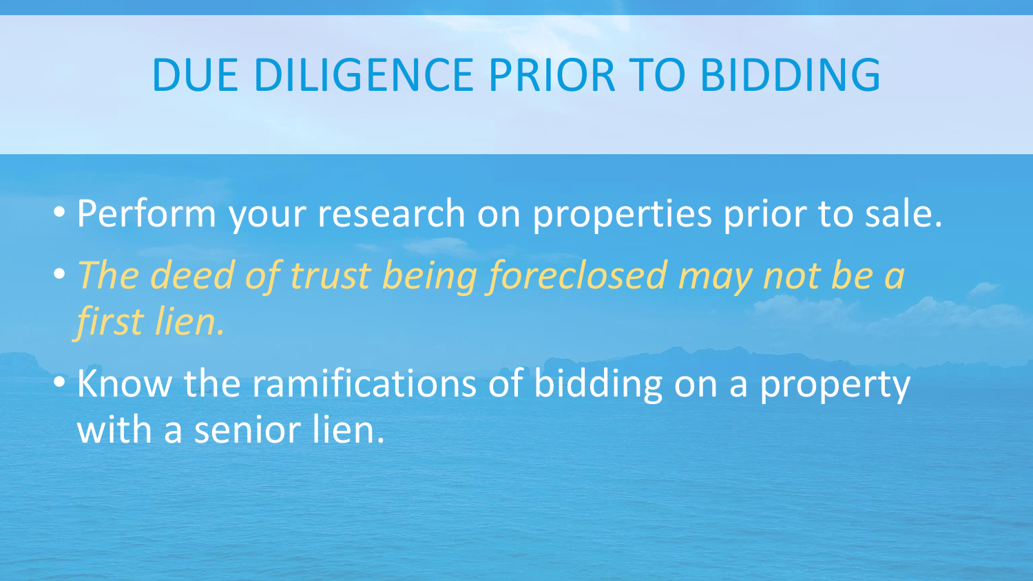# DUE DILIGENCE PRIOR TO BIDDING

- Perform your research on properties prior to sale.
- *The deed of trust being foreclosed may not be a first lien.*
- Know the ramifications of bidding on a property with a senior lien.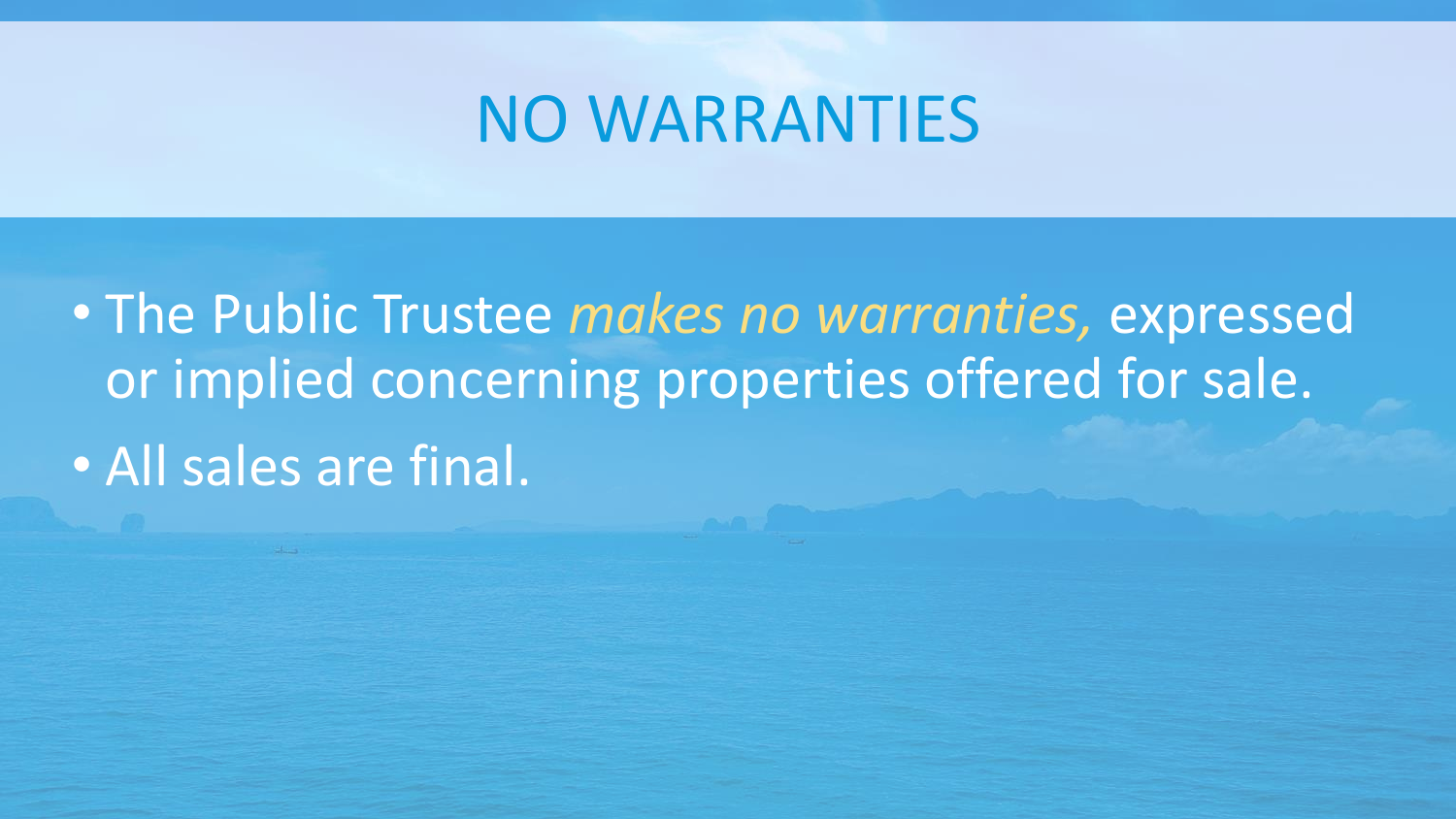# NO WARRANTIES

- The Public Trustee *makes no warranties,* expressed or implied concerning properties offered for sale.
- All sales are final.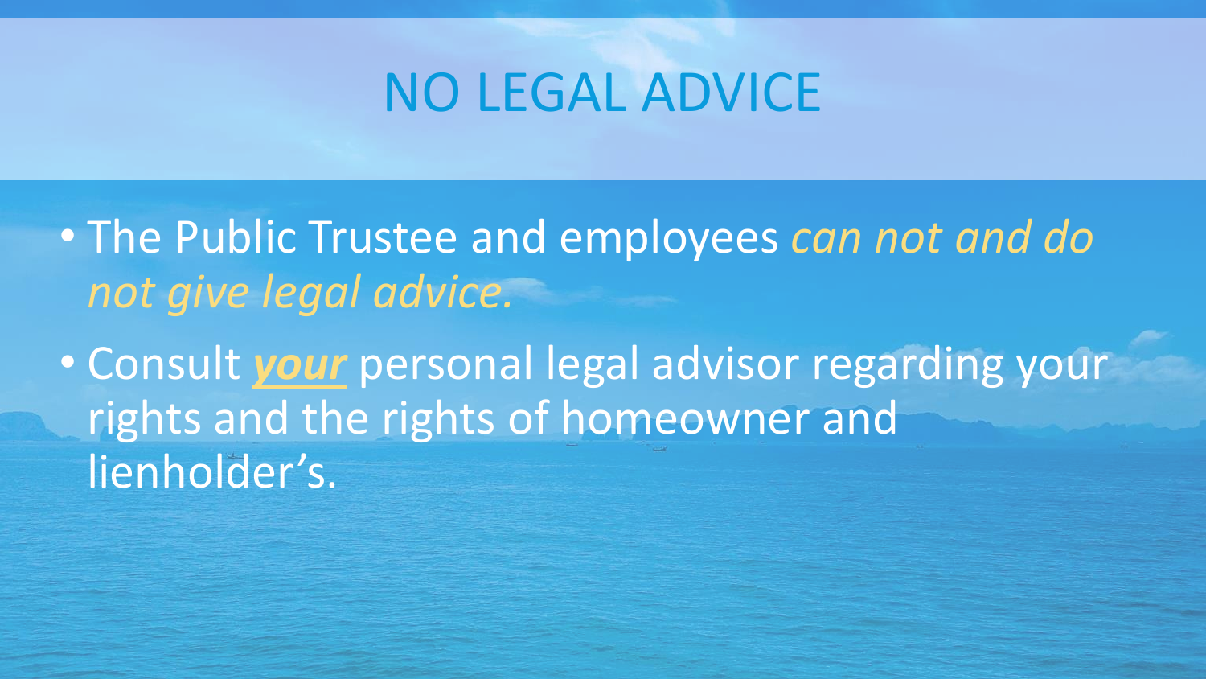# NO LEGAL ADVICE

- The Public Trustee and employees *can not and do not give legal advice.*
- Consult ***your*** personal legal advisor regarding your rights and the rights of homeowner and lienholder's.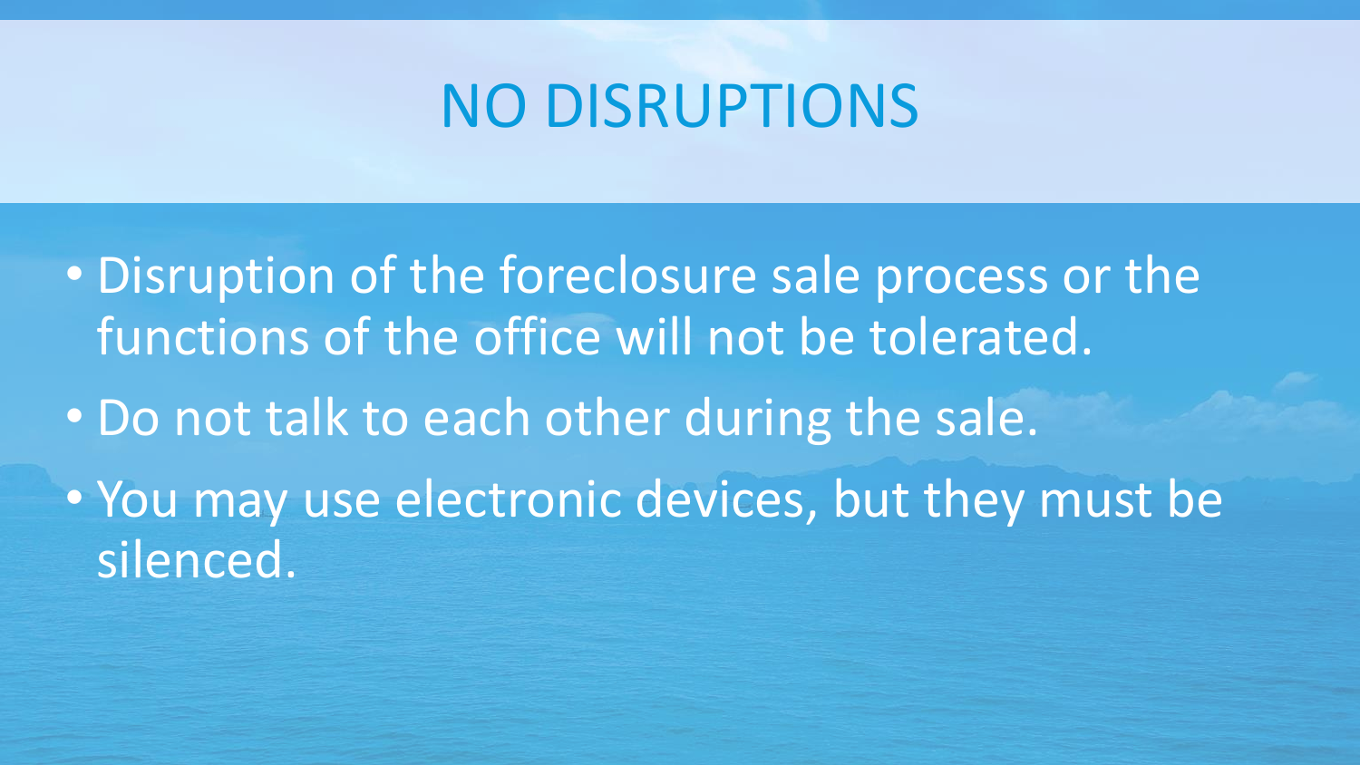# NO DISRUPTIONS

- Disruption of the foreclosure sale process or the functions of the office will not be tolerated.
- Do not talk to each other during the sale.
- You may use electronic devices, but they must be silenced.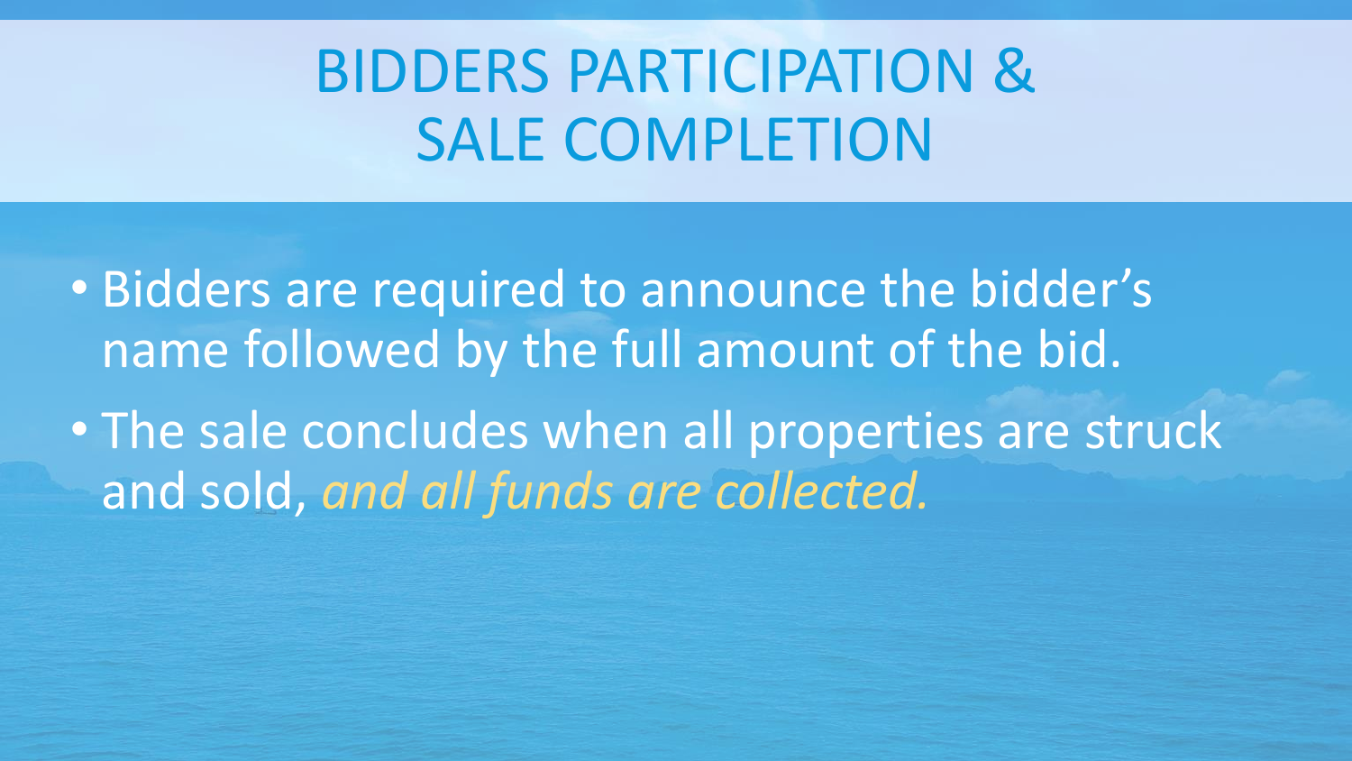# BIDDERS PARTICIPATION & SALE COMPLETION

- Bidders are required to announce the bidder's name followed by the full amount of the bid.
- The sale concludes when all properties are struck and sold, *and all funds are collected.*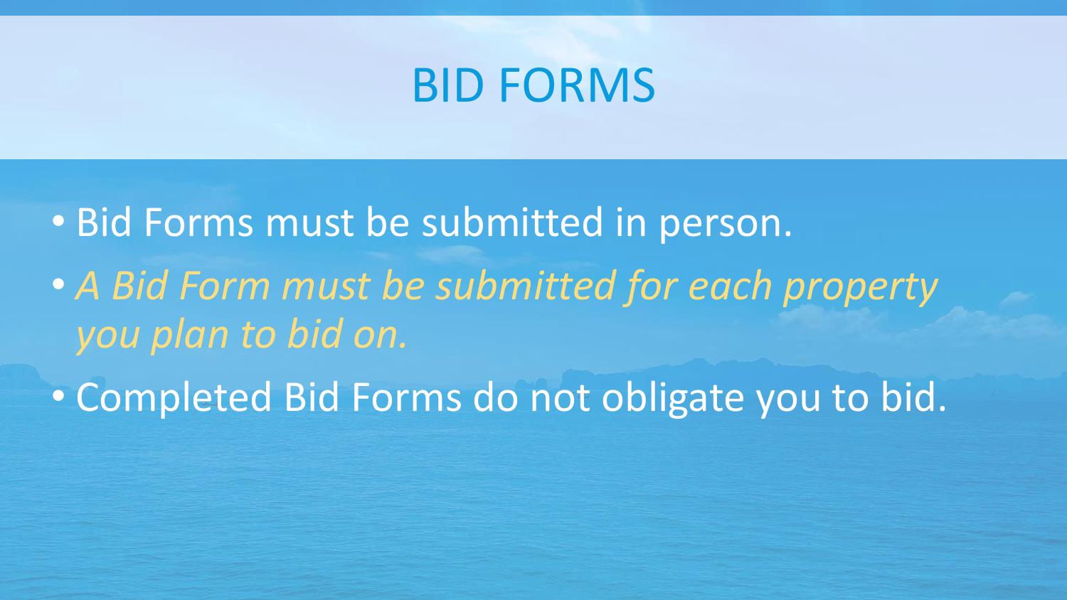# BID FORMS

- Bid Forms must be submitted in person.
- *A Bid Form must be submitted for each property you plan to bid on.*
- Completed Bid Forms do not obligate you to bid.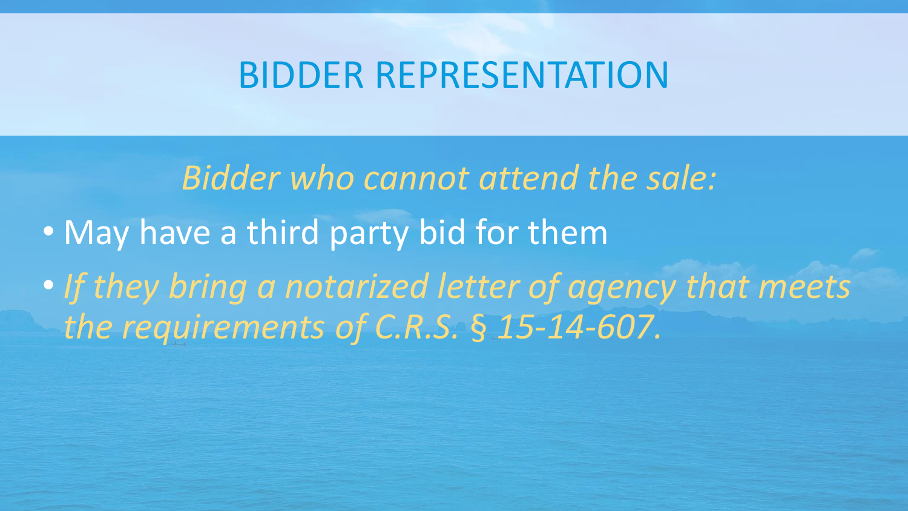# BIDDER REPRESENTATION

*Bidder who cannot attend the sale:*

- May have a third party bid for them
- *If they bring a notarized letter of agency that meets the requirements of C.R.S. § 15-14-607.*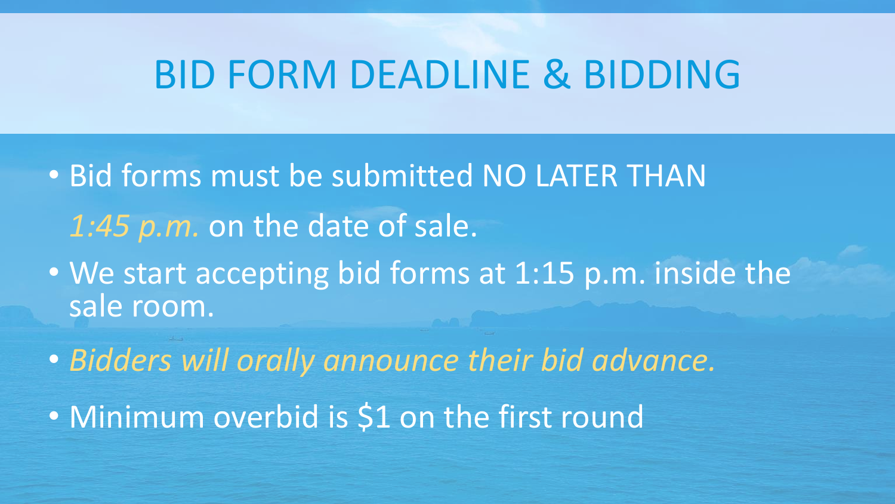# BID FORM DEADLINE & BIDDING

- Bid forms must be submitted NO LATER THAN *1:45 p.m.* on the date of sale.
- We start accepting bid forms at 1:15 p.m. inside the sale room.
- *Bidders will orally announce their bid advance.*
- Minimum overbid is $1 on the first round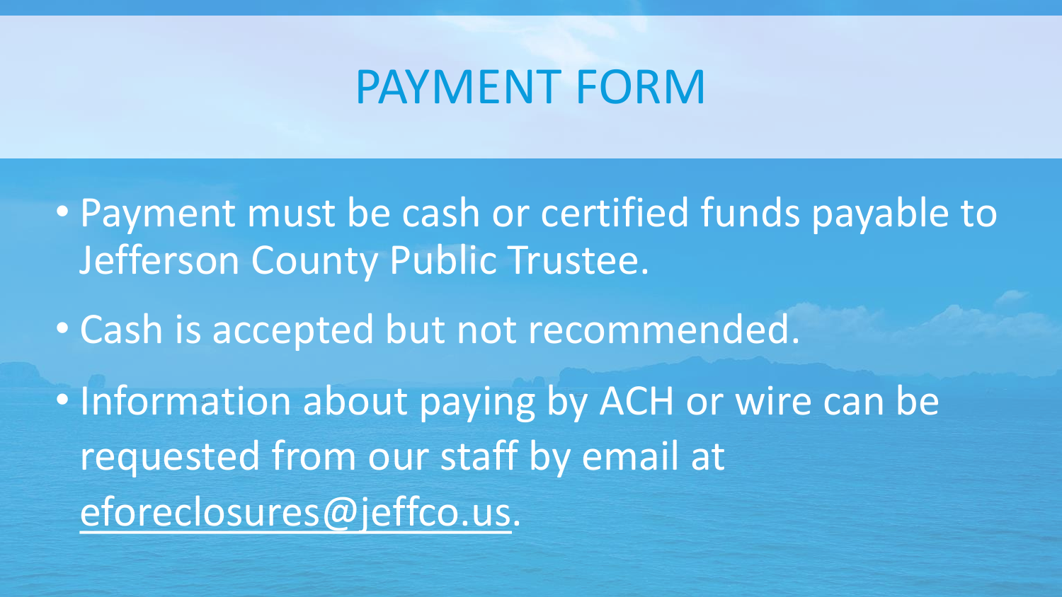# PAYMENT FORM

- Payment must be cash or certified funds payable to Jefferson County Public Trustee.
- Cash is accepted but not recommended.
- Information about paying by ACH or wire can be requested from our staff by email at eforeclosures@jeffco.us.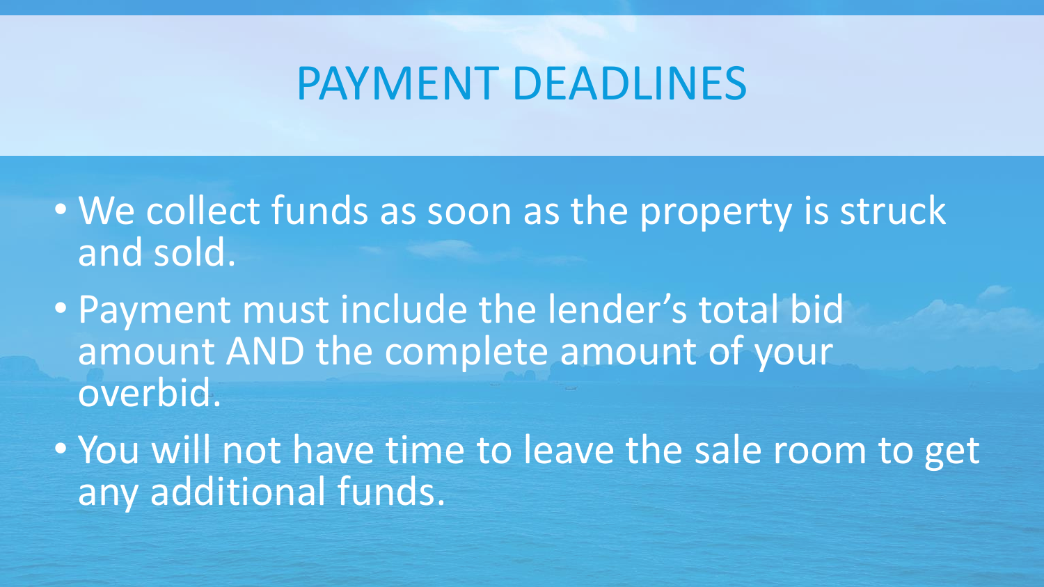# PAYMENT DEADLINES

- We collect funds as soon as the property is struck and sold.
- Payment must include the lender's total bid amount AND the complete amount of your overbid.
- You will not have time to leave the sale room to get any additional funds.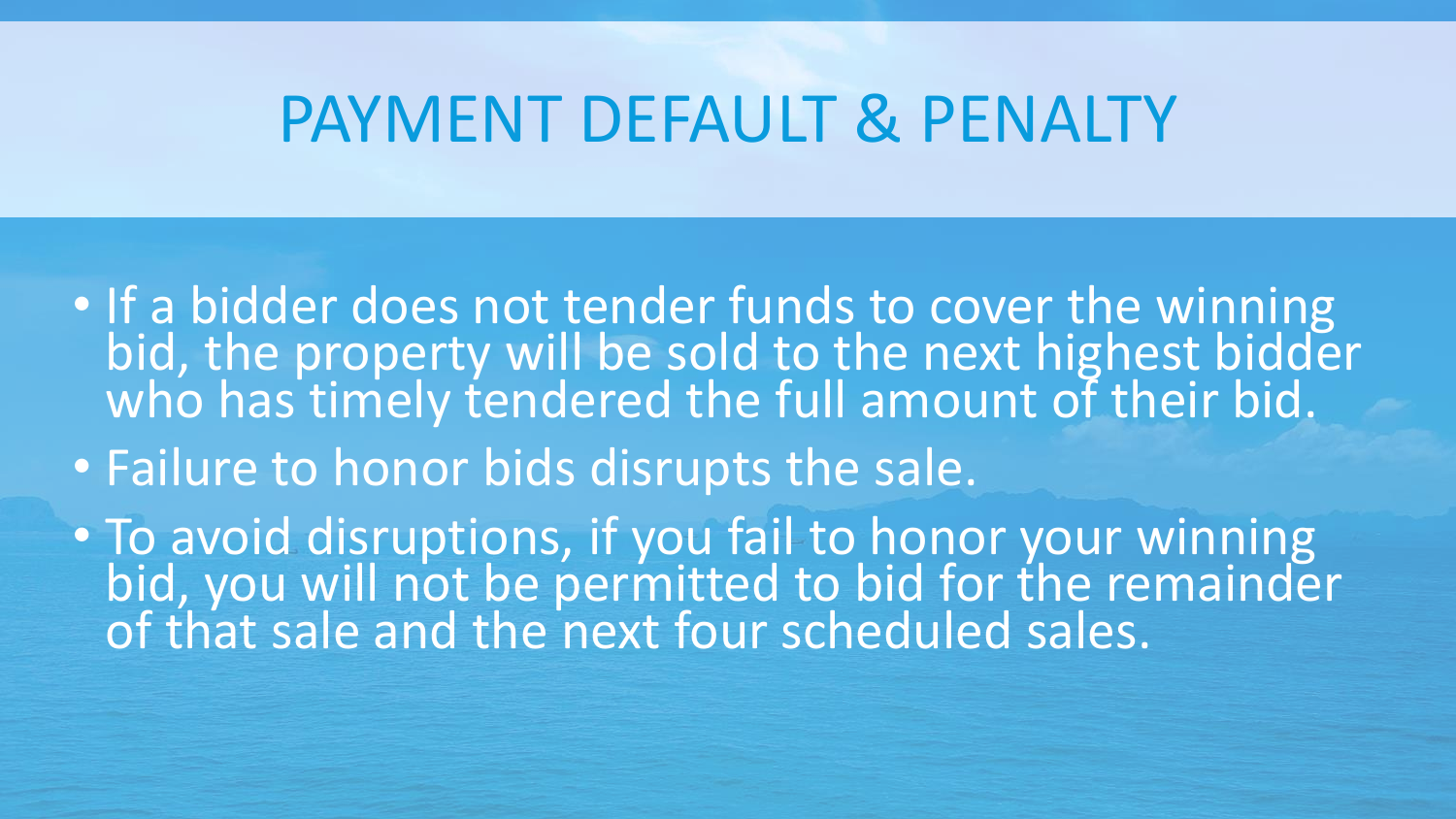# PAYMENT DEFAULT & PENALTY

- If a bidder does not tender funds to cover the winning bid, the property will be sold to the next highest bidder who has timely tendered the full amount of their bid.
- Failure to honor bids disrupts the sale.
- To avoid disruptions, if you fail to honor your winning bid, you will not be permitted to bid for the remainder of that sale and the next four scheduled sales.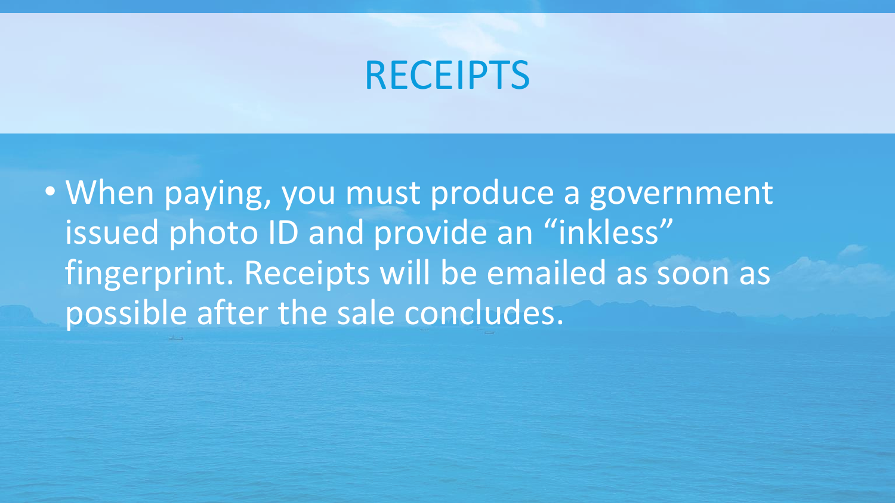# RECEIPTS

- When paying, you must produce a government issued photo ID and provide an “inkless” fingerprint. Receipts will be emailed as soon as possible after the sale concludes.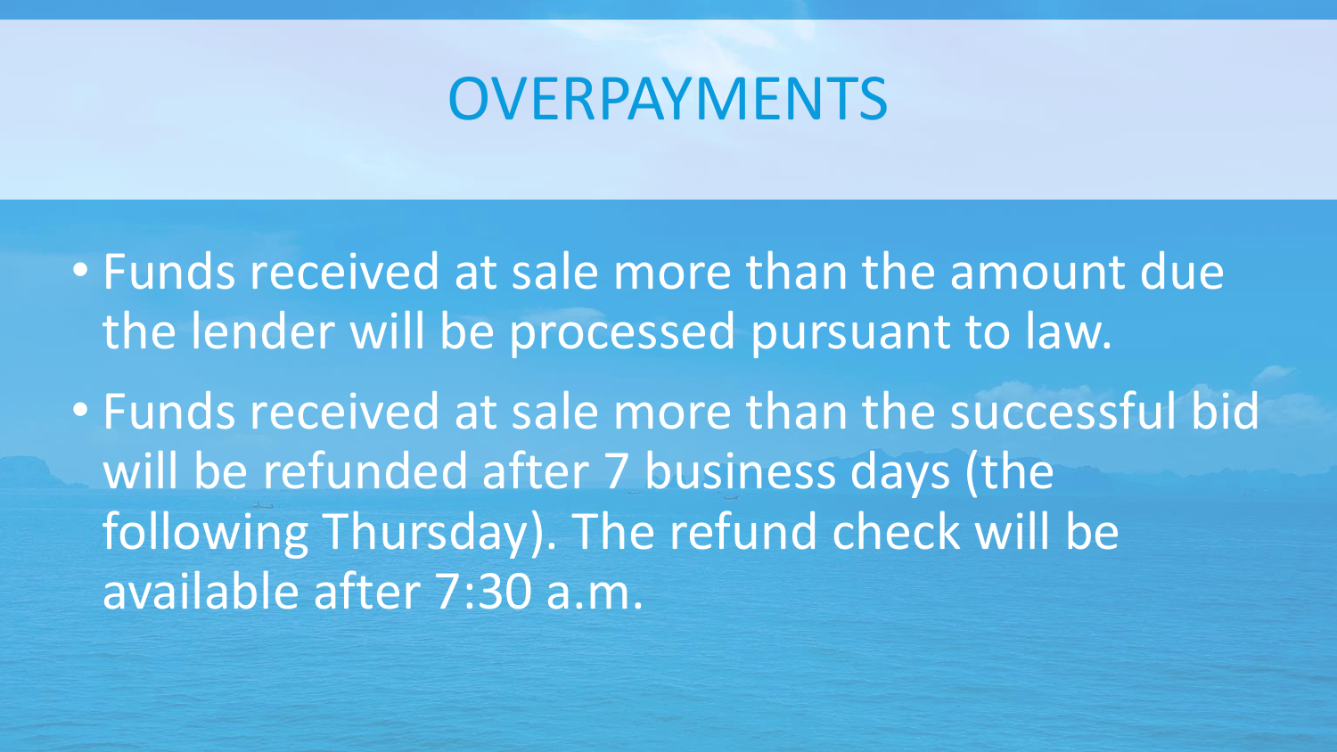# OVERPAYMENTS

- Funds received at sale more than the amount due the lender will be processed pursuant to law.
- Funds received at sale more than the successful bid will be refunded after 7 business days (the following Thursday). The refund check will be available after 7:30 a.m.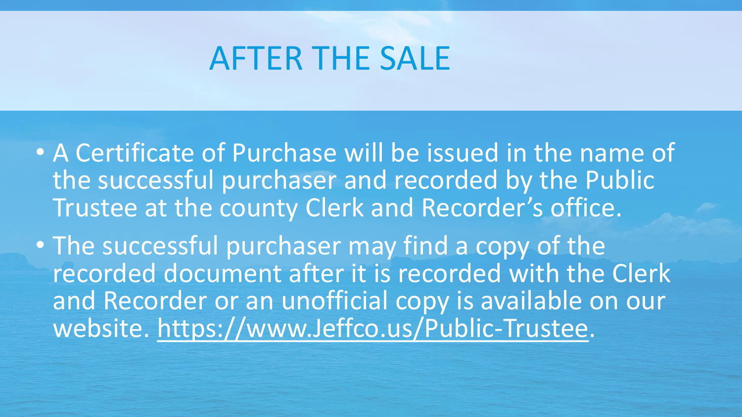# AFTER THE SALE

- A Certificate of Purchase will be issued in the name of the successful purchaser and recorded by the Public Trustee at the county Clerk and Recorder's office.
- The successful purchaser may find a copy of the recorded document after it is recorded with the Clerk and Recorder or an unofficial copy is available on our website. https://www.Jeffco.us/Public-Trustee.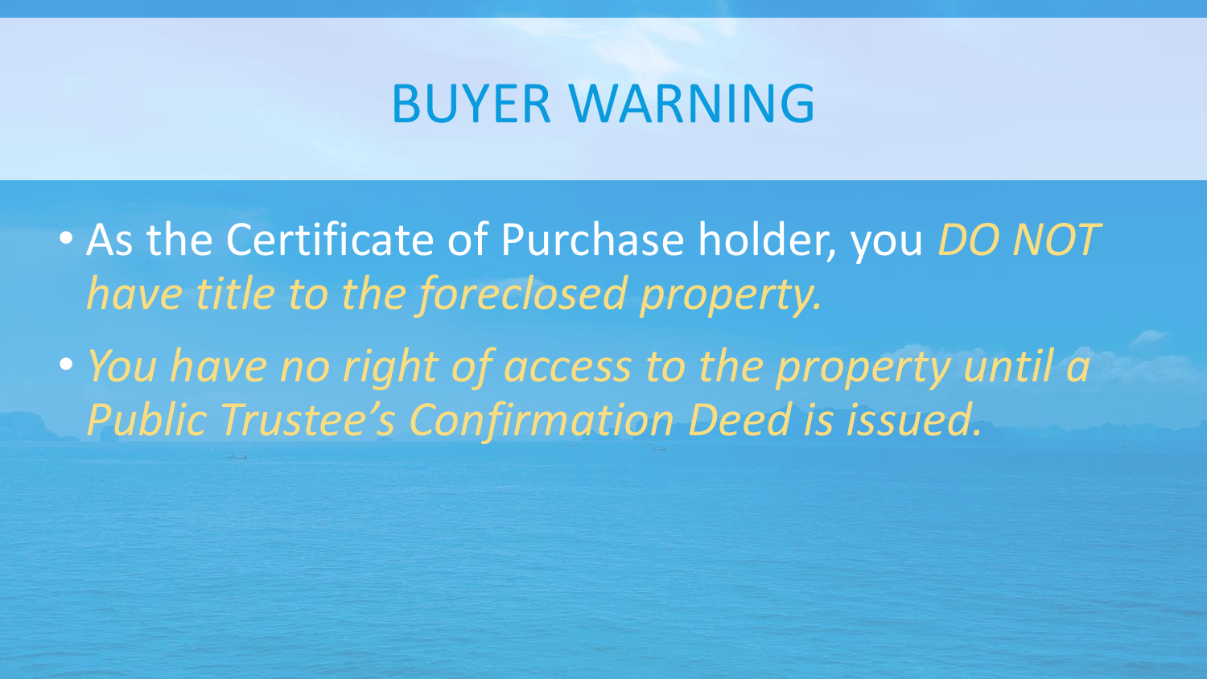# BUYER WARNING

- As the Certificate of Purchase holder, you *DO NOT have title to the foreclosed property.*
- *You have no right of access to the property until a Public Trustee's Confirmation Deed is issued.*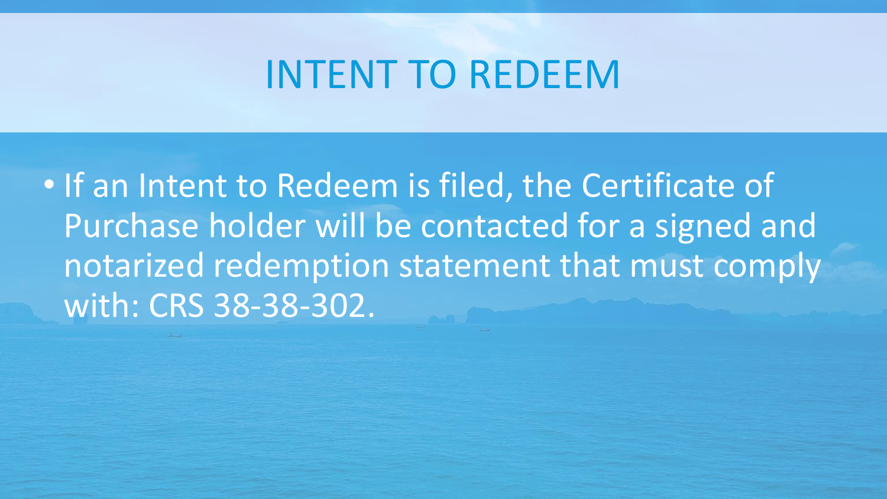# INTENT TO REDEEM

- If an Intent to Redeem is filed, the Certificate of Purchase holder will be contacted for a signed and notarized redemption statement that must comply with: CRS 38-38-302.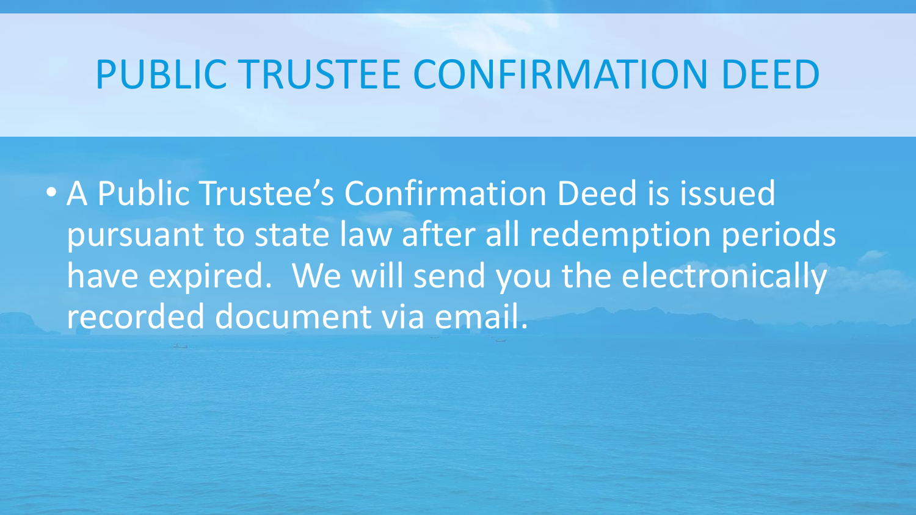# PUBLIC TRUSTEE CONFIRMATION DEED

- A Public Trustee's Confirmation Deed is issued pursuant to state law after all redemption periods have expired. We will send you the electronically recorded document via email.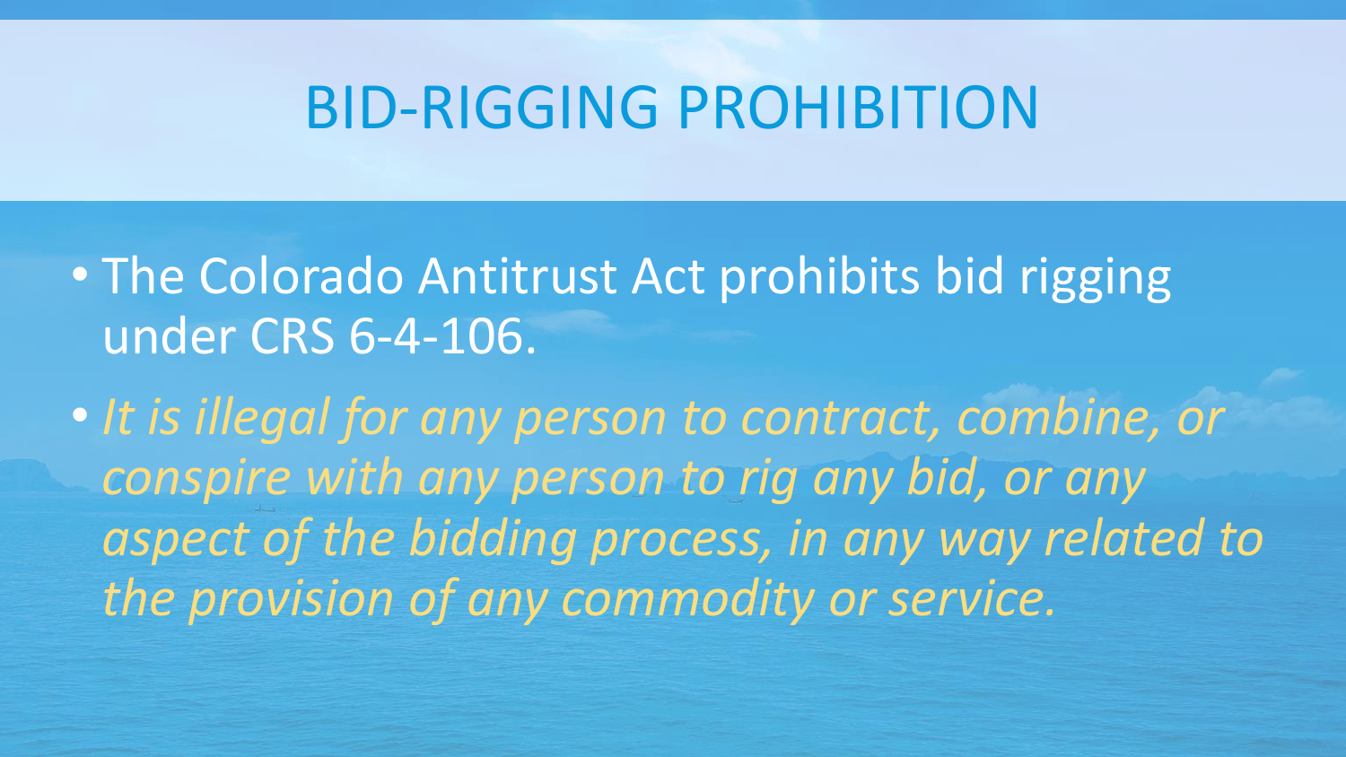# BID-RIGGING PROHIBITION

- The Colorado Antitrust Act prohibits bid rigging under CRS 6-4-106.
- *It is illegal for any person to contract, combine, or conspire with any person to rig any bid, or any aspect of the bidding process, in any way related to the provision of any commodity or service.*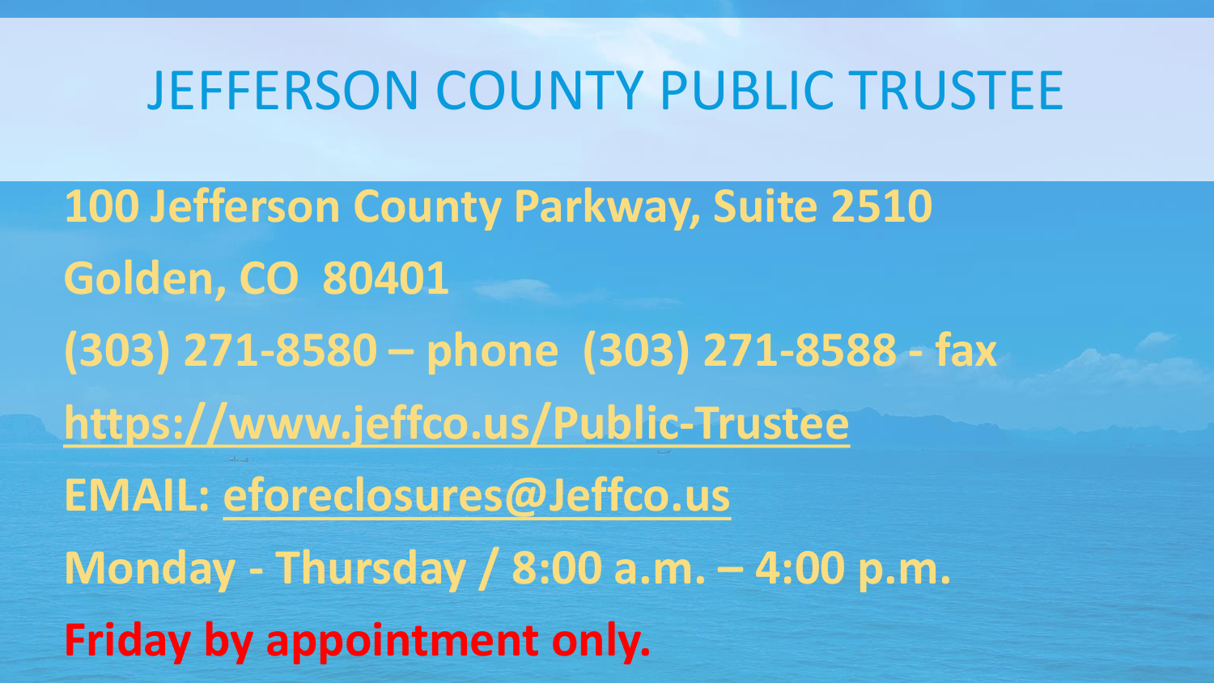# JEFFERSON COUNTY PUBLIC TRUSTEE

**100 Jefferson County Parkway, Suite 2510**

**Golden, CO  80401**

**(303) 271-8580 – phone  (303) 271-8588 - fax**

**https://www.jeffco.us/Public-Trustee**

**EMAIL: eforeclosures@Jeffco.us**

**Monday - Thursday / 8:00 a.m. – 4:00 p.m.**

**Friday by appointment only.**